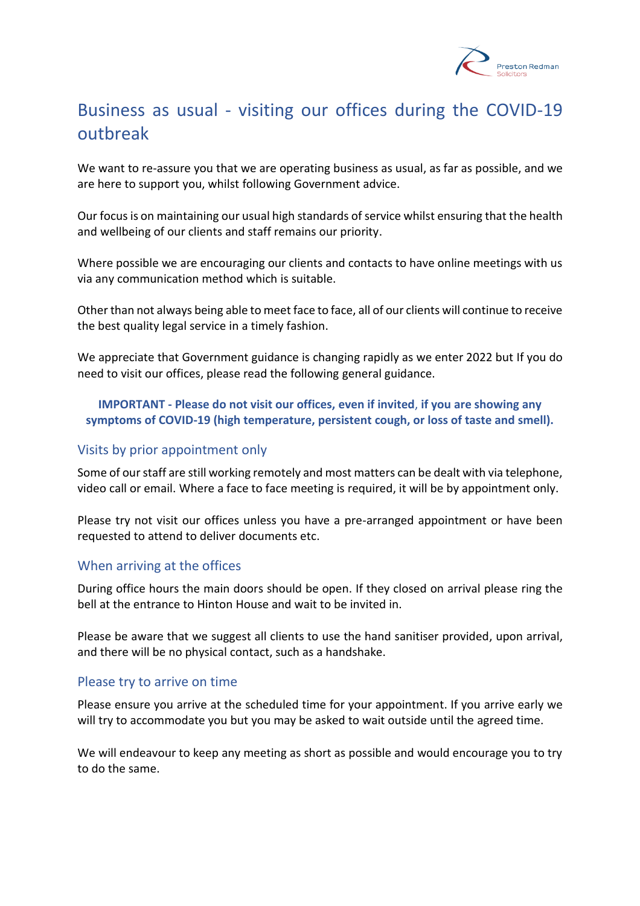# Business as usual - visiting our offices during the COVID-19 outbreak

We want to re-assure you that we are operating business as usual, as far as possible, and we are here to support you, whilst following Government advice.

Our focus is on maintaining our usual high standards of service whilst ensuring that the health and wellbeing of our clients and staff remains our priority.

Where possible we are encouraging our clients and contacts to have online meetings with us via any communication method which is suitable.

Other than not always being able to meet face to face, all of our clients will continue to receive the best quality legal service in a timely fashion.

We appreciate that Government guidance is changing rapidly as we enter 2022 but If you do need to visit our offices, please read the following general guidance.

**IMPORTANT - Please do not visit our offices, even if invited, if you are showing any symptoms of COVID-19 (high temperature, persistent cough, or loss of taste and smell).**

## Visits by prior appointment only

Some of our staff are still working remotely and most matters can be dealt with via telephone, video call or email. Where a face to face meeting is required, it will be by appointment only.

Please try not visit our offices unless you have a pre-arranged appointment or have been requested to attend to deliver documents etc.

## When arriving at the offices

During office hours the main doors should be open. If they closed on arrival please ring the bell at the entrance to Hinton House and wait to be invited in.

Please be aware that we suggest all clients to use the hand sanitiser provided, upon arrival, and there will be no physical contact, such as a handshake.

## Please try to arrive on time

Please ensure you arrive at the scheduled time for your appointment. If you arrive early we will try to accommodate you but you may be asked to wait outside until the agreed time.

We will endeavour to keep any meeting as short as possible and would encourage you to try to do the same.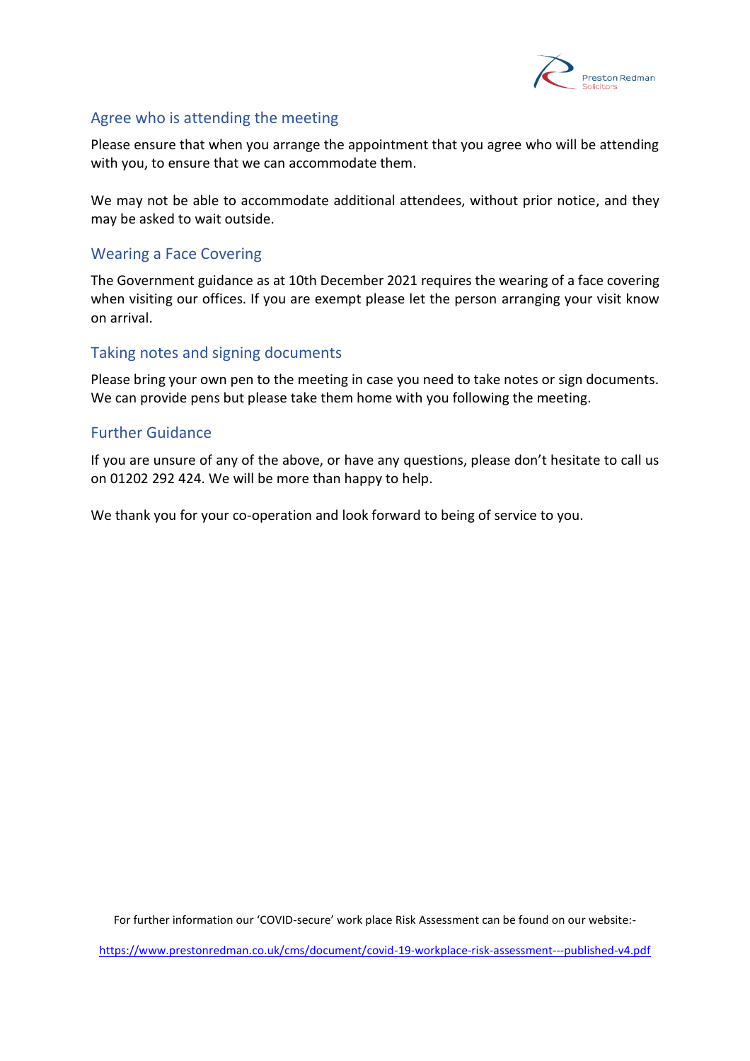## Agree who is attending the meeting

Please ensure that when you arrange the appointment that you agree who will be attending with you, to ensure that we can accommodate them.

We may not be able to accommodate additional attendees, without prior notice, and they may be asked to wait outside.

## Wearing a Face Covering

The Government guidance as at 10th December 2021 requires the wearing of a face covering when visiting our offices. If you are exempt please let the person arranging your visit know on arrival.

## Taking notes and signing documents

Please bring your own pen to the meeting in case you need to take notes or sign documents. We can provide pens but please take them home with you following the meeting.

## Further Guidance

If you are unsure of any of the above, or have any questions, please don't hesitate to call us on 01202 292 424. We will be more than happy to help.

We thank you for your co-operation and look forward to being of service to you.

For further information our 'COVID-secure' work place Risk Assessment can be found on our website:-

https://www.prestonredman.co.uk/cms/document/covid-19-workplace-risk-assessment---published-v4.pdf